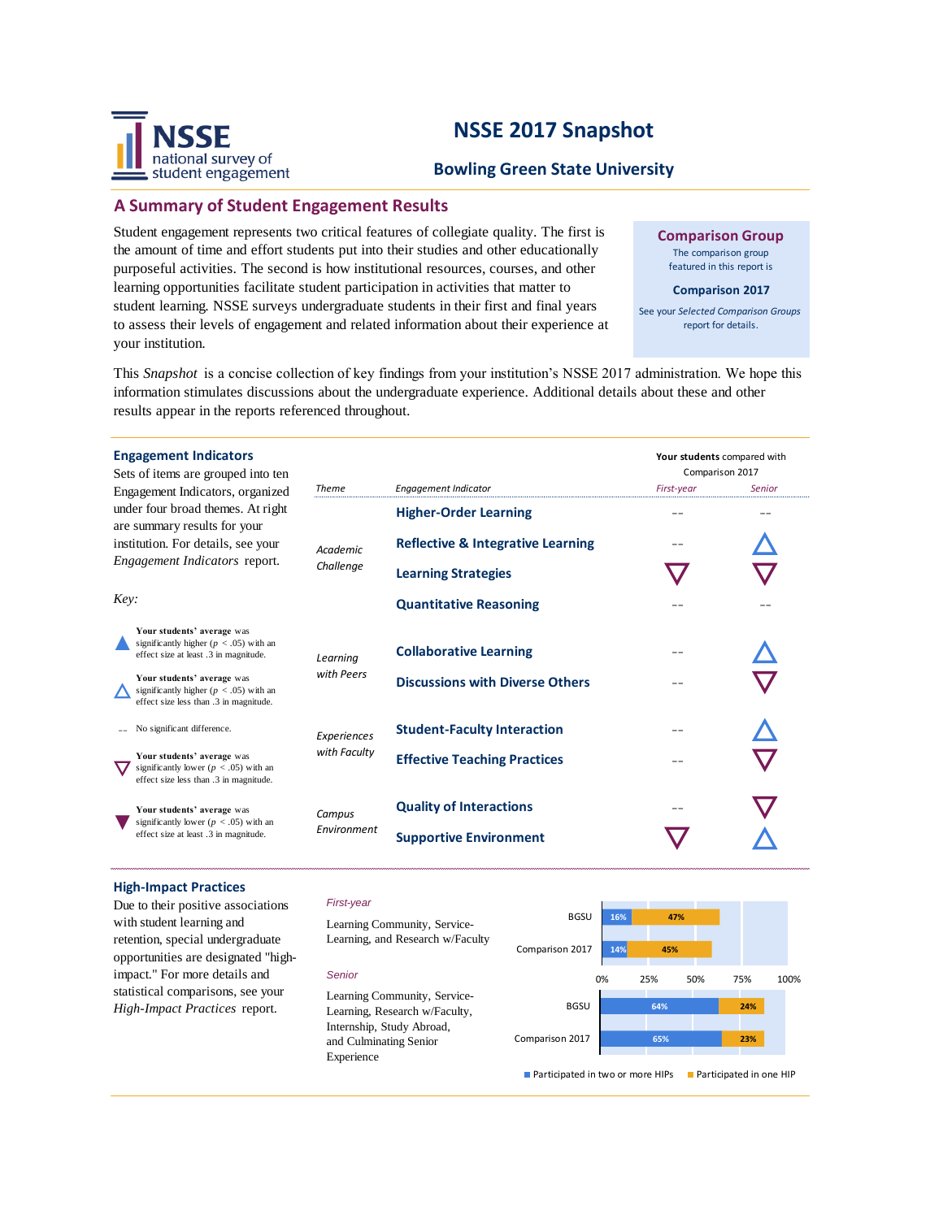# NSSE 2017 Snapshot

## Bowling Green State University

## A Summary of Student Engagement Results

Student engagement represents two critical features of collegiate quality. The first is the amount of time and effort students put into their studies and other educationally purposeful activities. The second is how institutional resources, courses, and other learning opportunities facilitate student participation in activities that matter to student learning. NSSE surveys undergraduate students in their first and final years to assess their levels of engagement and related information about their experience at your institution.

**Comparison Group**

The comparison group featured in this report is

**Comparison 2017**

See your *Selected Comparison Groups* report for details.

This *Snapshot* is a concise collection of key findings from your institution's NSSE 2017 administration. We hope this information stimulates discussions about the undergraduate experience. Additional details about these and other results appear in the reports referenced throughout.

### Engagement Indicators

Sets of items are grouped into ten Engagement Indicators, organized under four broad themes. At right are summary results for your institution. For details, see your *Engagement Indicators* report.

*Key:*

- ▲ **Your students' average** was significantly higher ($p < .05$) with an effect size at least .3 in magnitude.
- △ **Your students' average** was significantly higher ($p < .05$) with an effect size less than .3 in magnitude.
- -- No significant difference.
- ▽ **Your students' average** was significantly lower ($p < .05$) with an effect size less than .3 in magnitude.
- ▼ **Your students' average** was significantly lower ($p < .05$) with an effect size at least .3 in magnitude.

**Your students** compared with Comparison 2017

| Theme | Engagement Indicator | First-year | Senior |
|---|---|---|---|
| Academic Challenge | Higher-Order Learning | -- | -- |
| | Reflective & Integrative Learning | -- | △ |
| | Learning Strategies | ▽ | ▽ |
| | Quantitative Reasoning | -- | -- |
| Learning with Peers | Collaborative Learning | -- | △ |
| | Discussions with Diverse Others | -- | ▽ |
| Experiences with Faculty | Student-Faculty Interaction | -- | △ |
| | Effective Teaching Practices | -- | ▽ |
| Campus Environment | Quality of Interactions | -- | ▽ |
| | Supportive Environment | ▽ | △ |

### High-Impact Practices

Due to their positive associations with student learning and retention, special undergraduate opportunities are designated "high-impact." For more details and statistical comparisons, see your *High-Impact Practices* report.

*First-year*

Learning Community, Service-Learning, and Research w/Faculty

*Senior*

Learning Community, Service-Learning, Research w/Faculty, Internship, Study Abroad, and Culminating Senior Experience

| Class | Group | Participated in two or more HIPs | Participated in one HIP |
|---|---|---|---|
| First-year | BGSU | 16% | 47% |
| First-year | Comparison 2017 | 14% | 45% |
| Senior | BGSU | 64% | 24% |
| Senior | Comparison 2017 | 65% | 23% |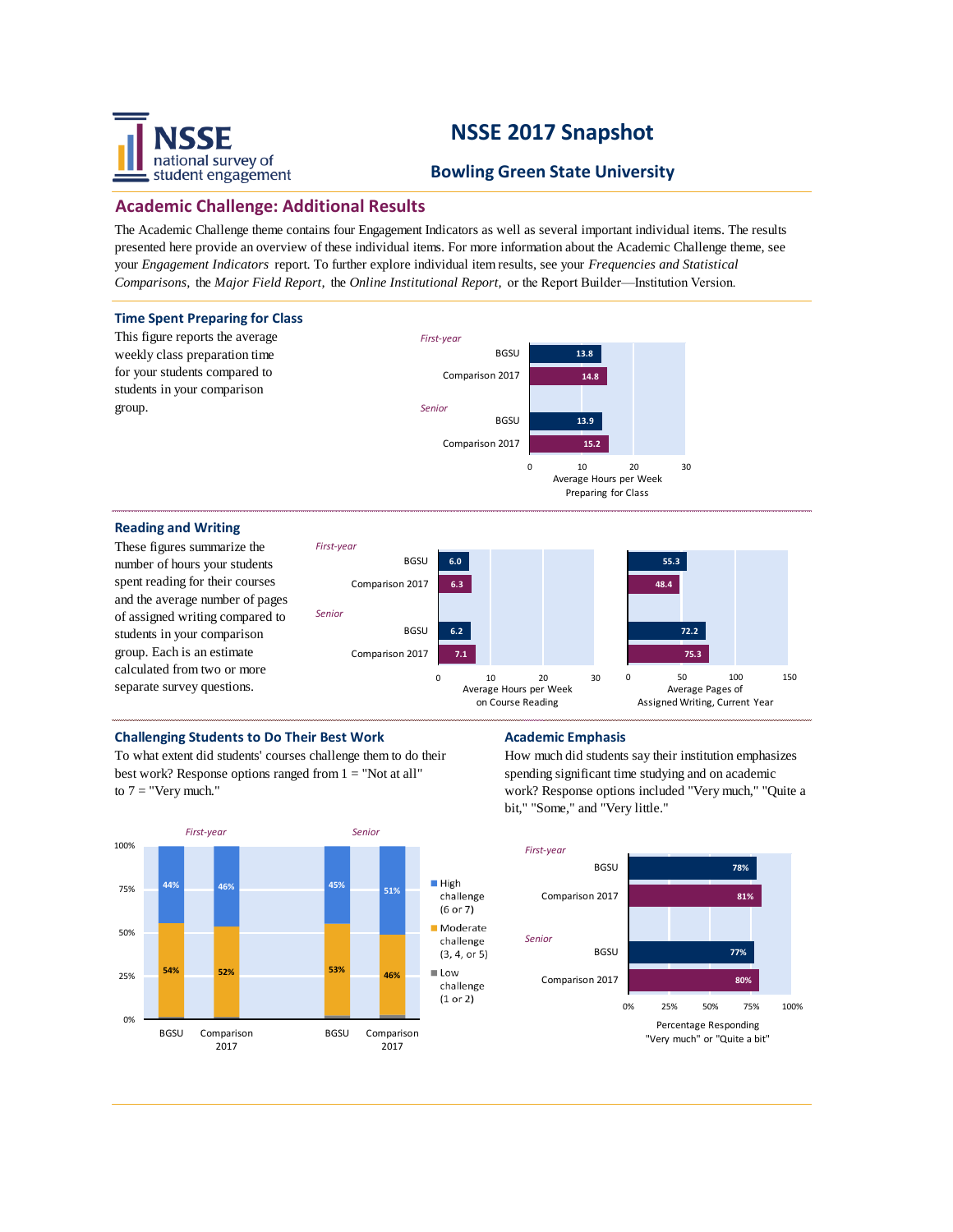# NSSE 2017 Snapshot

## Bowling Green State University

## Academic Challenge: Additional Results

The Academic Challenge theme contains four Engagement Indicators as well as several important individual items. The results presented here provide an overview of these individual items. For more information about the Academic Challenge theme, see your *Engagement Indicators* report. To further explore individual item results, see your *Frequencies and Statistical Comparisons,* the *Major Field Report,* the *Online Institutional Report,* or the Report Builder—Institution Version.

### Time Spent Preparing for Class

This figure reports the average weekly class preparation time for your students compared to students in your comparison group.

| | | Average Hours per Week Preparing for Class |
|---|---|---|
| First-year | BGSU | 13.8 |
| | Comparison 2017 | 14.8 |
| Senior | BGSU | 13.9 |
| | Comparison 2017 | 15.2 |

### Reading and Writing

These figures summarize the number of hours your students spent reading for their courses and the average number of pages of assigned writing compared to students in your comparison group. Each is an estimate calculated from two or more separate survey questions.

| | | Average Hours per Week on Course Reading | Average Pages of Assigned Writing, Current Year |
|---|---|---|---|
| First-year | BGSU | 6.0 | 55.3 |
| | Comparison 2017 | 6.3 | 48.4 |
| Senior | BGSU | 6.2 | 72.2 |
| | Comparison 2017 | 7.1 | 75.3 |

### Challenging Students to Do Their Best Work

To what extent did students' courses challenge them to do their best work? Response options ranged from 1 = "Not at all" to 7 = "Very much."

| | | High challenge (6 or 7) | Moderate challenge (3, 4, or 5) |
|---|---|---|---|
| First-year | BGSU | 44% | 54% |
| | Comparison 2017 | 46% | 52% |
| Senior | BGSU | 45% | 53% |
| | Comparison 2017 | 51% | 46% |

Low challenge (1 or 2)

### Academic Emphasis

How much did students say their institution emphasizes spending significant time studying and on academic work? Response options included "Very much," "Quite a bit," "Some," and "Very little."

| | | Percentage Responding "Very much" or "Quite a bit" |
|---|---|---|
| First-year | BGSU | 78% |
| | Comparison 2017 | 81% |
| Senior | BGSU | 77% |
| | Comparison 2017 | 80% |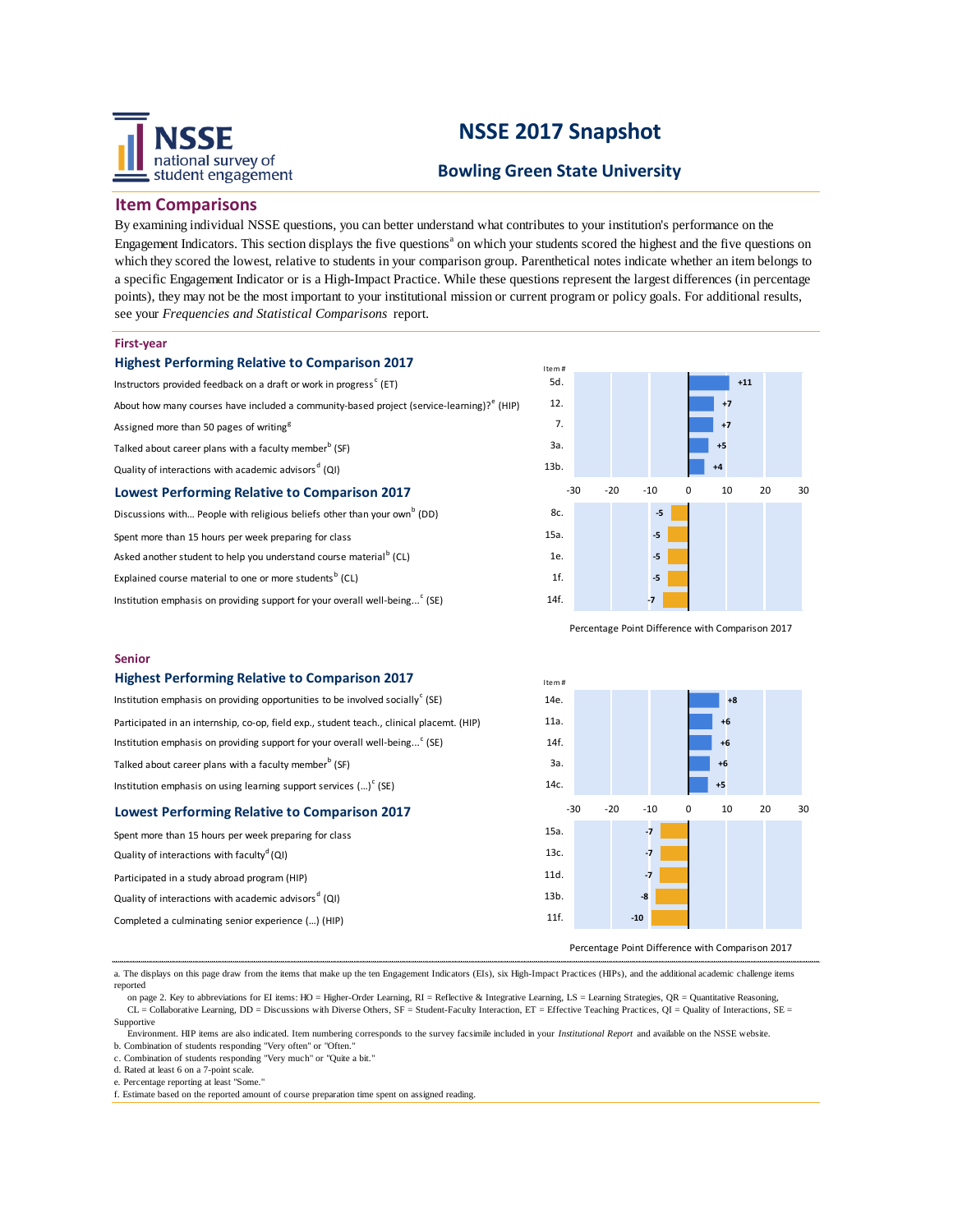# NSSE 2017 Snapshot

## Bowling Green State University

## Item Comparisons

By examining individual NSSE questions, you can better understand what contributes to your institution's performance on the Engagement Indicators. This section displays the five questions[a] on which your students scored the highest and the five questions on which they scored the lowest, relative to students in your comparison group. Parenthetical notes indicate whether an item belongs to a specific Engagement Indicator or is a High-Impact Practice. While these questions represent the largest differences (in percentage points), they may not be the most important to your institutional mission or current program or policy goals. For additional results, see your *Frequencies and Statistical Comparisons* report.

### First-year

#### Highest Performing Relative to Comparison 2017

| Item | Item # | Percentage Point Difference with Comparison 2017 |
|---|---|---|
| Instructors provided feedback on a draft or work in progress[c] (ET) | 5d. | +11 |
| About how many courses have included a community-based project (service-learning)?[e] (HIP) | 12. | +7 |
| Assigned more than 50 pages of writing[g] | 7. | +7 |
| Talked about career plans with a faculty member[b] (SF) | 3a. | +5 |
| Quality of interactions with academic advisors[d] (QI) | 13b. | +4 |

#### Lowest Performing Relative to Comparison 2017

| Item | Item # | Percentage Point Difference with Comparison 2017 |
|---|---|---|
| Discussions with... People with religious beliefs other than your own[b] (DD) | 8c. | -5 |
| Spent more than 15 hours per week preparing for class | 15a. | -5 |
| Asked another student to help you understand course material[b] (CL) | 1e. | -5 |
| Explained course material to one or more students[b] (CL) | 1f. | -5 |
| Institution emphasis on providing support for your overall well-being...[c] (SE) | 14f. | -7 |

### Senior

#### Highest Performing Relative to Comparison 2017

| Item | Item # | Percentage Point Difference with Comparison 2017 |
|---|---|---|
| Institution emphasis on providing opportunities to be involved socially[c] (SE) | 14e. | +8 |
| Participated in an internship, co-op, field exp., student teach., clinical placemt. (HIP) | 11a. | +6 |
| Institution emphasis on providing support for your overall well-being...[c] (SE) | 14f. | +6 |
| Talked about career plans with a faculty member[b] (SF) | 3a. | +6 |
| Institution emphasis on using learning support services (...)[c] (SE) | 14c. | +5 |

#### Lowest Performing Relative to Comparison 2017

| Item | Item # | Percentage Point Difference with Comparison 2017 |
|---|---|---|
| Spent more than 15 hours per week preparing for class | 15a. | -7 |
| Quality of interactions with faculty[d] (QI) | 13c. | -7 |
| Participated in a study abroad program (HIP) | 11d. | -7 |
| Quality of interactions with academic advisors[d] (QI) | 13b. | -8 |
| Completed a culminating senior experience (...) (HIP) | 11f. | -10 |

a. The displays on this page draw from the items that make up the ten Engagement Indicators (EIs), six High-Impact Practices (HIPs), and the additional academic challenge items reported on page 2. Key to abbreviations for EI items: HO = Higher-Order Learning, RI = Reflective & Integrative Learning, LS = Learning Strategies, QR = Quantitative Reasoning, CL = Collaborative Learning, DD = Discussions with Diverse Others, SF = Student-Faculty Interaction, ET = Effective Teaching Practices, QI = Quality of Interactions, SE = Supportive Environment. HIP items are also indicated. Item numbering corresponds to the survey facsimile included in your *Institutional Report* and available on the NSSE website.
b. Combination of students responding "Very often" or "Often."
c. Combination of students responding "Very much" or "Quite a bit."
d. Rated at least 6 on a 7-point scale.
e. Percentage reporting at least "Some."
f. Estimate based on the reported amount of course preparation time spent on assigned reading.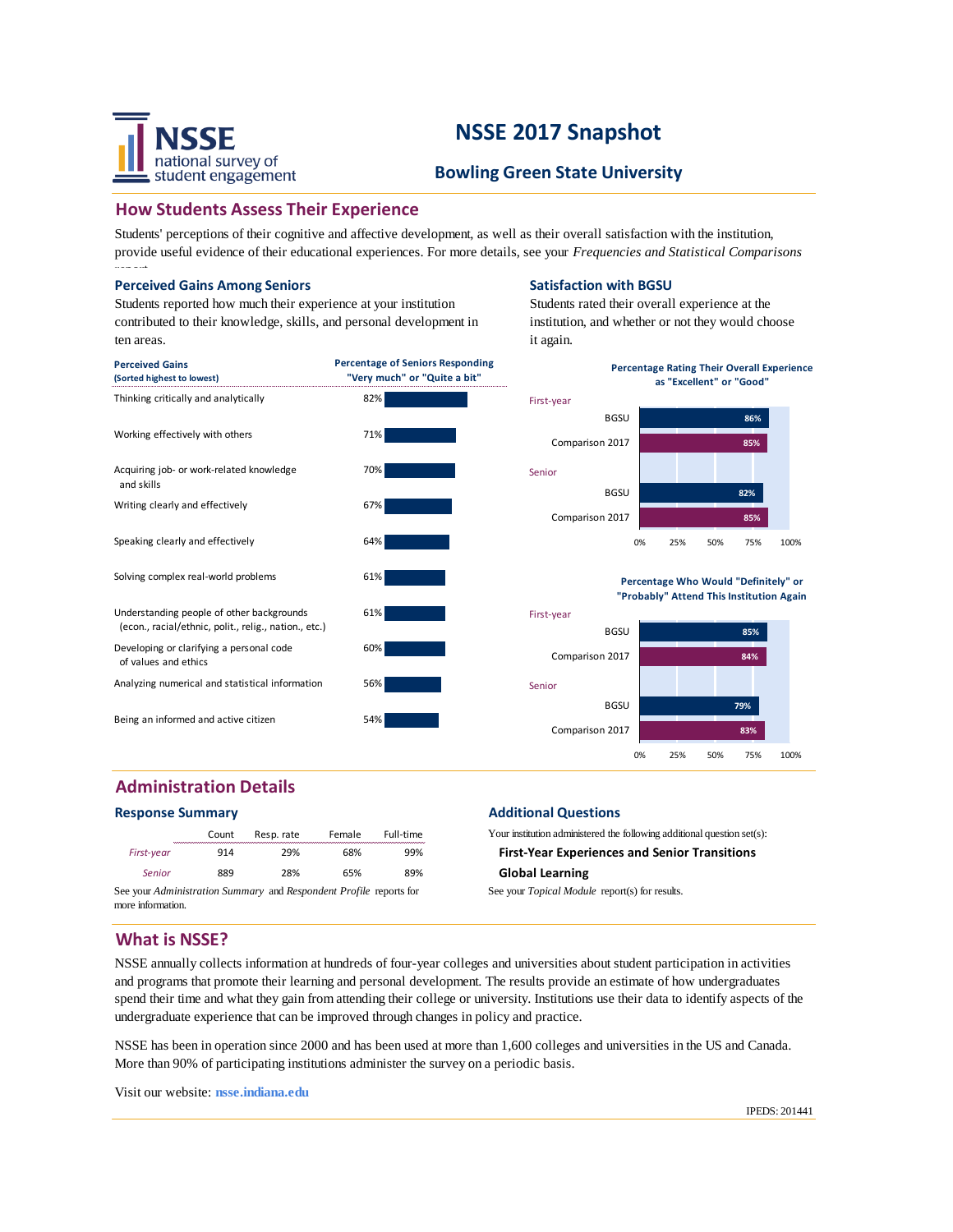# NSSE 2017 Snapshot

## Bowling Green State University

## How Students Assess Their Experience

Students' perceptions of their cognitive and affective development, as well as their overall satisfaction with the institution, provide useful evidence of their educational experiences. For more details, see your *Frequencies and Statistical Comparisons* report.

### Perceived Gains Among Seniors

Students reported how much their experience at your institution contributed to their knowledge, skills, and personal development in ten areas.

Perceived Gains (Sorted highest to lowest)
Percentage of Seniors Responding "Very much" or "Quite a bit"

Thinking critically and analytically 82%
Working effectively with others 71%
Acquiring job- or work-related knowledge and skills 70%
Writing clearly and effectively 67%
Speaking clearly and effectively 64%
Solving complex real-world problems 61%
Understanding people of other backgrounds (econ., racial/ethnic, polit., relig., nation., etc.) 61%
Developing or clarifying a personal code of values and ethics 60%
Analyzing numerical and statistical information 56%
Being an informed and active citizen 54%

### Satisfaction with BGSU

Students rated their overall experience at the institution, and whether or not they would choose it again.

Percentage Rating Their Overall Experience as "Excellent" or "Good"

First-year
BGSU 86%
Comparison 2017 85%
Senior
BGSU 82%
Comparison 2017 85%
0% 25% 50% 75% 100%

Percentage Who Would "Definitely" or "Probably" Attend This Institution Again

First-year
BGSU 85%
Comparison 2017 84%
Senior
BGSU 79%
Comparison 2017 83%
0% 25% 50% 75% 100%

## Administration Details

### Response Summary

| | Count | Resp. rate | Female | Full-time |
|---|---|---|---|---|
| *First-year* | 914 | 29% | 68% | 99% |
| *Senior* | 889 | 28% | 65% | 89% |

See your *Administration Summary* and *Respondent Profile* reports for more information.

### Additional Questions

Your institution administered the following additional question set(s):

**First-Year Experiences and Senior Transitions**

**Global Learning**

See your *Topical Module* report(s) for results.

## What is NSSE?

NSSE annually collects information at hundreds of four-year colleges and universities about student participation in activities and programs that promote their learning and personal development. The results provide an estimate of how undergraduates spend their time and what they gain from attending their college or university. Institutions use their data to identify aspects of the undergraduate experience that can be improved through changes in policy and practice.

NSSE has been in operation since 2000 and has been used at more than 1,600 colleges and universities in the US and Canada. More than 90% of participating institutions administer the survey on a periodic basis.

Visit our website: **nsse.indiana.edu**

IPEDS: 201441